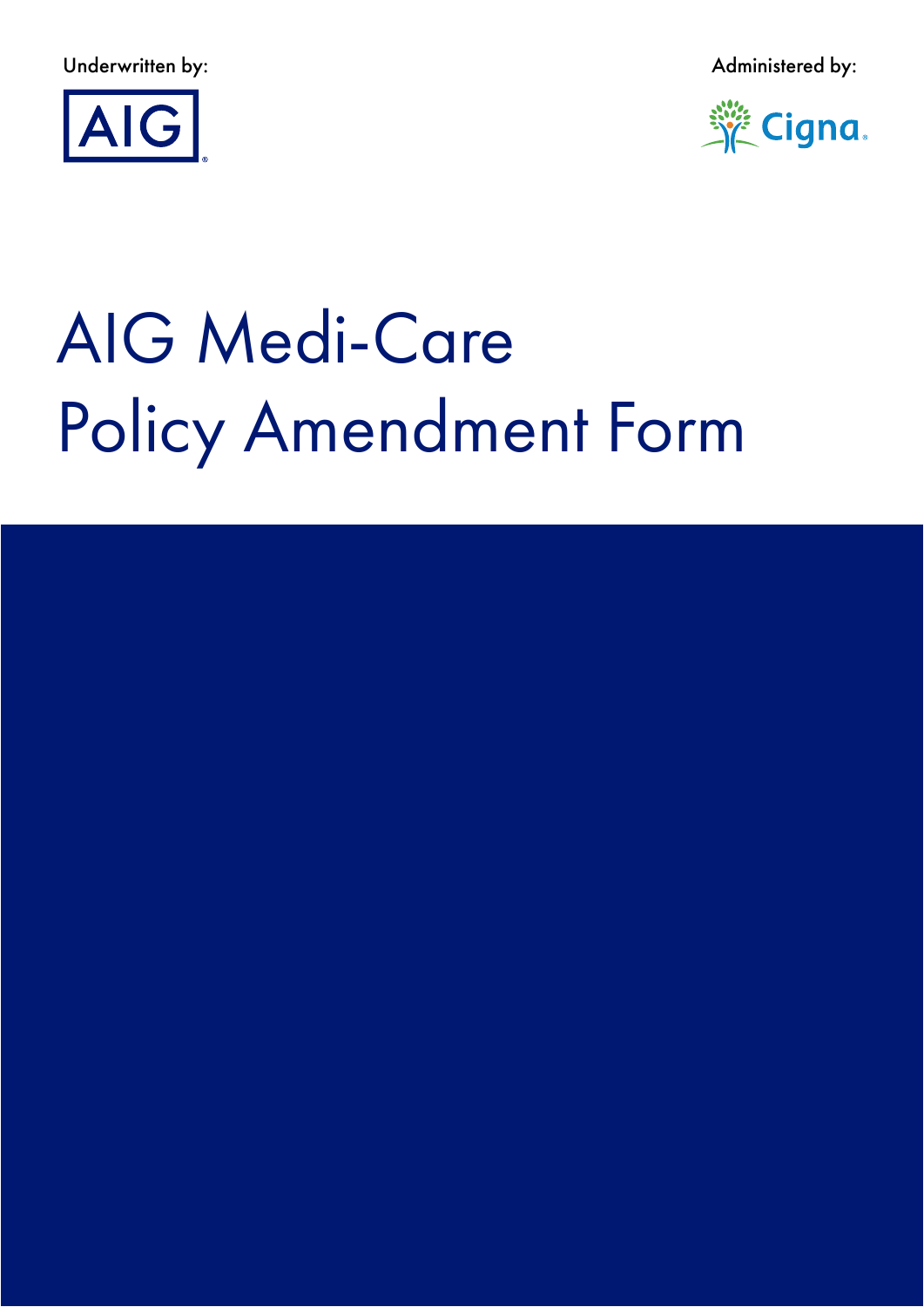Underwritten by:

AIG

Administered by:

Cigna

# AIG Medi-Care Policy Amendment Form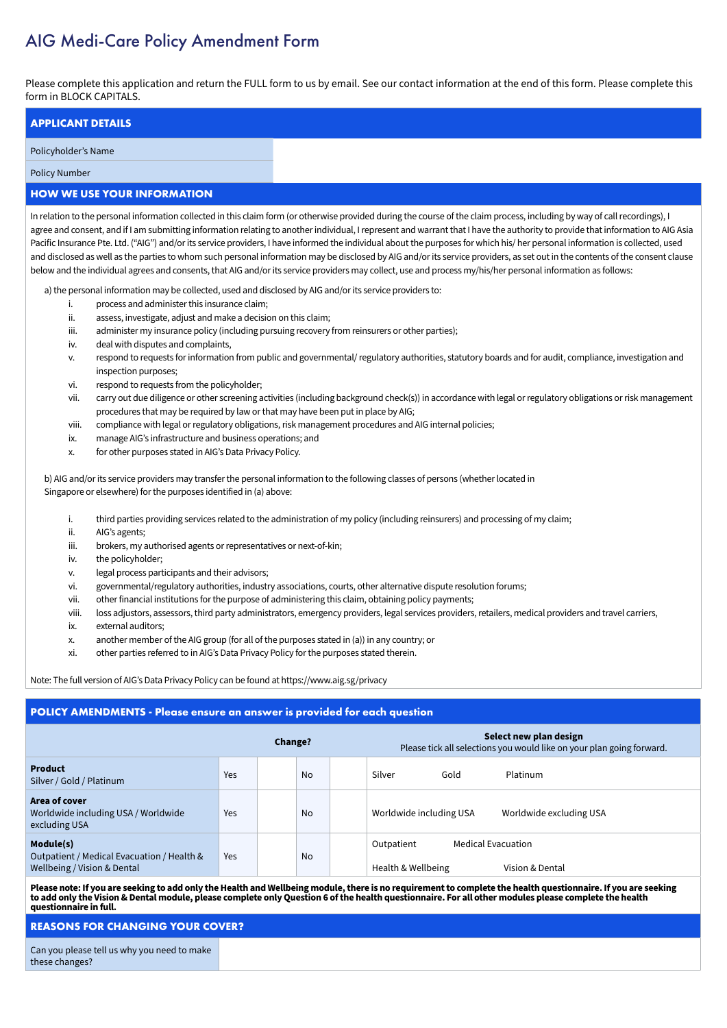# AIG Medi-Care Policy Amendment Form

Please complete this application and return the FULL form to us by email. See our contact information at the end of this form. Please complete this form in BLOCK CAPITALS.

## APPLICANT DETAILS

| | |
|---|---|
| Policyholder's Name | |
| Policy Number | |

## HOW WE USE YOUR INFORMATION

In relation to the personal information collected in this claim form (or otherwise provided during the course of the claim process, including by way of call recordings), I agree and consent, and if I am submitting information relating to another individual, I represent and warrant that I have the authority to provide that information to AIG Asia Pacific Insurance Pte. Ltd. ("AIG") and/or its service providers, I have informed the individual about the purposes for which his/ her personal information is collected, used and disclosed as well as the parties to whom such personal information may be disclosed by AIG and/or its service providers, as set out in the contents of the consent clause below and the individual agrees and consents, that AIG and/or its service providers may collect, use and process my/his/her personal information as follows:

a) the personal information may be collected, used and disclosed by AIG and/or its service providers to:

i. process and administer this insurance claim;
ii. assess, investigate, adjust and make a decision on this claim;
iii. administer my insurance policy (including pursuing recovery from reinsurers or other parties);
iv. deal with disputes and complaints,
v. respond to requests for information from public and governmental/ regulatory authorities, statutory boards and for audit, compliance, investigation and inspection purposes;
vi. respond to requests from the policyholder;
vii. carry out due diligence or other screening activities (including background check(s)) in accordance with legal or regulatory obligations or risk management procedures that may be required by law or that may have been put in place by AIG;
viii. compliance with legal or regulatory obligations, risk management procedures and AIG internal policies;
ix. manage AIG's infrastructure and business operations; and
x. for other purposes stated in AIG's Data Privacy Policy.

b) AIG and/or its service providers may transfer the personal information to the following classes of persons (whether located in Singapore or elsewhere) for the purposes identified in (a) above:

i. third parties providing services related to the administration of my policy (including reinsurers) and processing of my claim;
ii. AIG's agents;
iii. brokers, my authorised agents or representatives or next-of-kin;
iv. the policyholder;
v. legal process participants and their advisors;
vi. governmental/regulatory authorities, industry associations, courts, other alternative dispute resolution forums;
vii. other financial institutions for the purpose of administering this claim, obtaining policy payments;
viii. loss adjustors, assessors, third party administrators, emergency providers, legal services providers, retailers, medical providers and travel carriers,
ix. external auditors;
x. another member of the AIG group (for all of the purposes stated in (a)) in any country; or
xi. other parties referred to in AIG's Data Privacy Policy for the purposes stated therein.

Note: The full version of AIG's Data Privacy Policy can be found at https://www.aig.sg/privacy

## POLICY AMENDMENTS - Please ensure an answer is provided for each question

| | Change? | | | | Select new plan design<br>Please tick all selections you would like on your plan going forward. |
|---|---|---|---|---|---|
| **Product**<br>Silver / Gold / Platinum | Yes | | No | | Silver Gold Platinum |
| **Area of cover**<br>Worldwide including USA / Worldwide excluding USA | Yes | | No | | Worldwide including USA Worldwide excluding USA |
| **Module(s)**<br>Outpatient / Medical Evacuation / Health & Wellbeing / Vision & Dental | Yes | | No | | Outpatient Medical Evacuation<br>Health & Wellbeing Vision & Dental |

**Please note: If you are seeking to add only the Health and Wellbeing module, there is no requirement to complete the health questionnaire. If you are seeking to add only the Vision & Dental module, please complete only Question 6 of the health questionnaire. For all other modules please complete the health questionnaire in full.**

## REASONS FOR CHANGING YOUR COVER?

| | |
|---|---|
| Can you please tell us why you need to make these changes? | |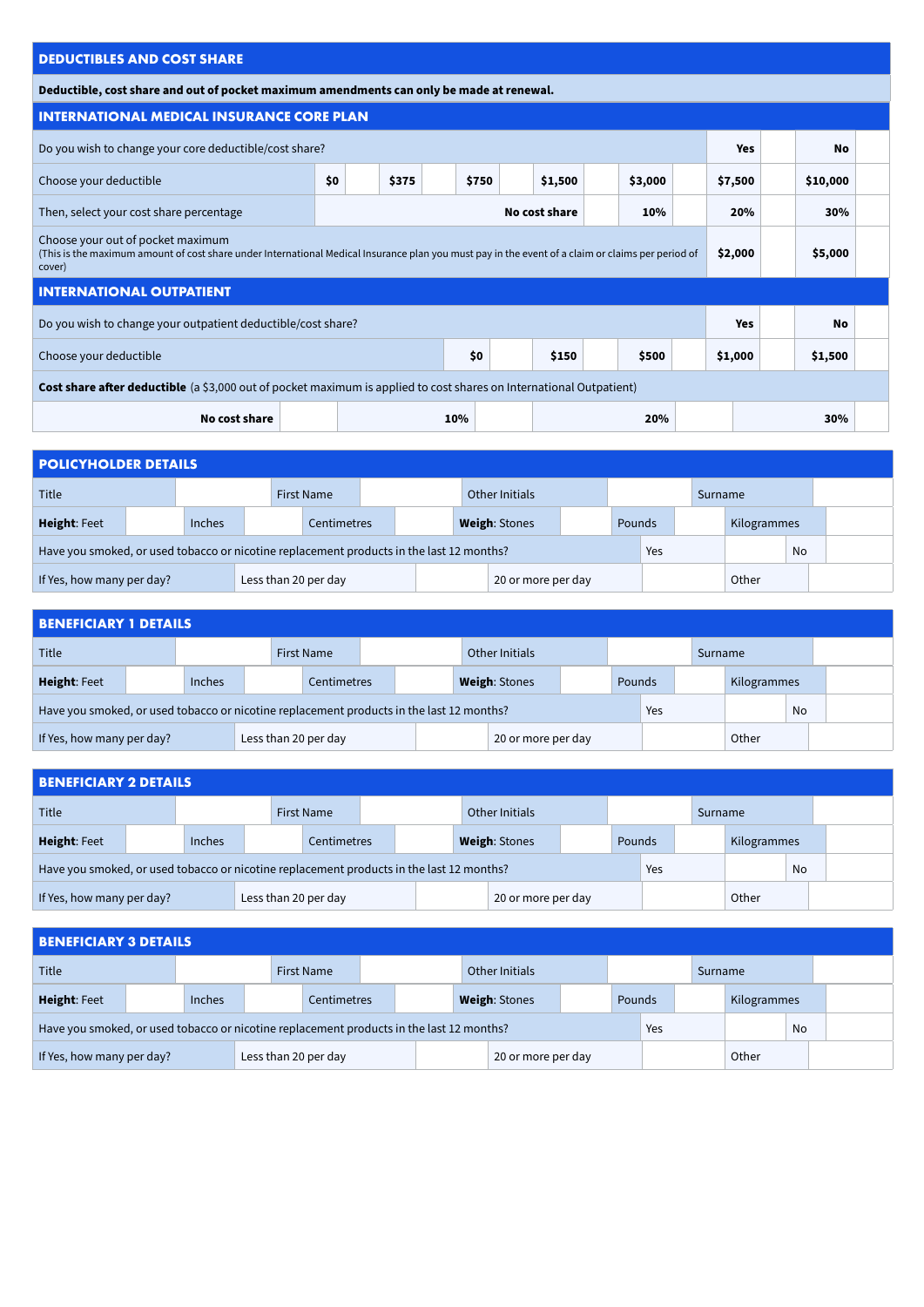## DEDUCTIBLES AND COST SHARE

**Deductible, cost share and out of pocket maximum amendments can only be made at renewal.**

### INTERNATIONAL MEDICAL INSURANCE CORE PLAN

| Do you wish to change your core deductible/cost share? | | | | | | | | | | | **Yes** | | **No** | |
|---|---|---|---|---|---|---|---|---|---|---|---|---|---|---|
| Choose your deductible | **$0** | | **$375** | | **$750** | | **$1,500** | | **$3,000** | | **$7,500** | | **$10,000** | |
| Then, select your cost share percentage | | | | | | | **No cost share** | | **10%** | | **20%** | | **30%** | |
| Choose your out of pocket maximum<br>(This is the maximum amount of cost share under International Medical Insurance plan you must pay in the event of a claim or claims per period of cover) | | | | | | | | | | | **$2,000** | | **$5,000** | |

### INTERNATIONAL OUTPATIENT

| Do you wish to change your outpatient deductible/cost share? | | | | | | | **Yes** | | **No** | |
|---|---|---|---|---|---|---|---|---|---|---|
| Choose your deductible | **$0** | | **$150** | | **$500** | | **$1,000** | | **$1,500** | |

**Cost share after deductible** (a $3,000 out of pocket maximum is applied to cost shares on International Outpatient)

| **No cost share** | | **10%** | | **20%** | | **30%** | |
|---|---|---|---|---|---|---|---|

## POLICYHOLDER DETAILS

| Title | | First Name | | Other Initials | | Surname | |
|---|---|---|---|---|---|---|---|

| **Height**: Feet | | Inches | | Centimetres | | **Weigh**: Stones | | Pounds | | Kilogrammes | |
|---|---|---|---|---|---|---|---|---|---|---|---|

| Have you smoked, or used tobacco or nicotine replacement products in the last 12 months? | Yes | | No | |
|---|---|---|---|---|

| If Yes, how many per day? | Less than 20 per day | | 20 or more per day | | Other | |
|---|---|---|---|---|---|---|

## BENEFICIARY 1 DETAILS

| Title | | First Name | | Other Initials | | Surname | |
|---|---|---|---|---|---|---|---|

| **Height**: Feet | | Inches | | Centimetres | | **Weigh**: Stones | | Pounds | | Kilogrammes | |
|---|---|---|---|---|---|---|---|---|---|---|---|

| Have you smoked, or used tobacco or nicotine replacement products in the last 12 months? | Yes | | No | |
|---|---|---|---|---|

| If Yes, how many per day? | Less than 20 per day | | 20 or more per day | | Other | |
|---|---|---|---|---|---|---|

## BENEFICIARY 2 DETAILS

| Title | | First Name | | Other Initials | | Surname | |
|---|---|---|---|---|---|---|---|

| **Height**: Feet | | Inches | | Centimetres | | **Weigh**: Stones | | Pounds | | Kilogrammes | |
|---|---|---|---|---|---|---|---|---|---|---|---|

| Have you smoked, or used tobacco or nicotine replacement products in the last 12 months? | Yes | | No | |
|---|---|---|---|---|

| If Yes, how many per day? | Less than 20 per day | | 20 or more per day | | Other | |
|---|---|---|---|---|---|---|

## BENEFICIARY 3 DETAILS

| Title | | First Name | | Other Initials | | Surname | |
|---|---|---|---|---|---|---|---|

| **Height**: Feet | | Inches | | Centimetres | | **Weigh**: Stones | | Pounds | | Kilogrammes | |
|---|---|---|---|---|---|---|---|---|---|---|---|

| Have you smoked, or used tobacco or nicotine replacement products in the last 12 months? | Yes | | No | |
|---|---|---|---|---|

| If Yes, how many per day? | Less than 20 per day | | 20 or more per day | | Other | |
|---|---|---|---|---|---|---|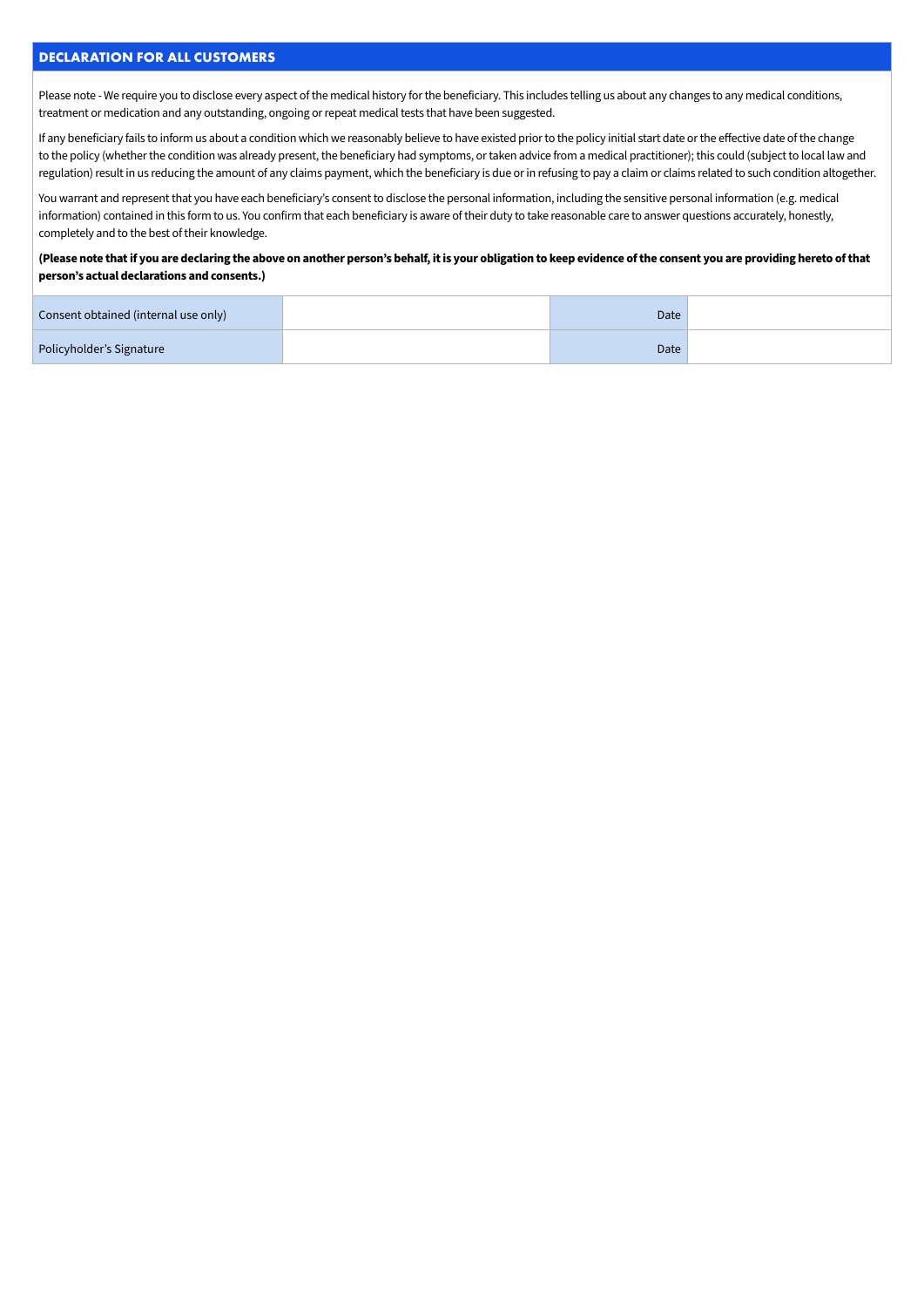## DECLARATION FOR ALL CUSTOMERS

Please note - We require you to disclose every aspect of the medical history for the beneficiary. This includes telling us about any changes to any medical conditions, treatment or medication and any outstanding, ongoing or repeat medical tests that have been suggested.

If any beneficiary fails to inform us about a condition which we reasonably believe to have existed prior to the policy initial start date or the effective date of the change to the policy (whether the condition was already present, the beneficiary had symptoms, or taken advice from a medical practitioner); this could (subject to local law and regulation) result in us reducing the amount of any claims payment, which the beneficiary is due or in refusing to pay a claim or claims related to such condition altogether.

You warrant and represent that you have each beneficiary's consent to disclose the personal information, including the sensitive personal information (e.g. medical information) contained in this form to us. You confirm that each beneficiary is aware of their duty to take reasonable care to answer questions accurately, honestly, completely and to the best of their knowledge.

**(Please note that if you are declaring the above on another person's behalf, it is your obligation to keep evidence of the consent you are providing hereto of that person's actual declarations and consents.)**

| | | | |
|---|---|---|---|
| Consent obtained (internal use only) | | Date | |
| Policyholder's Signature | | Date | |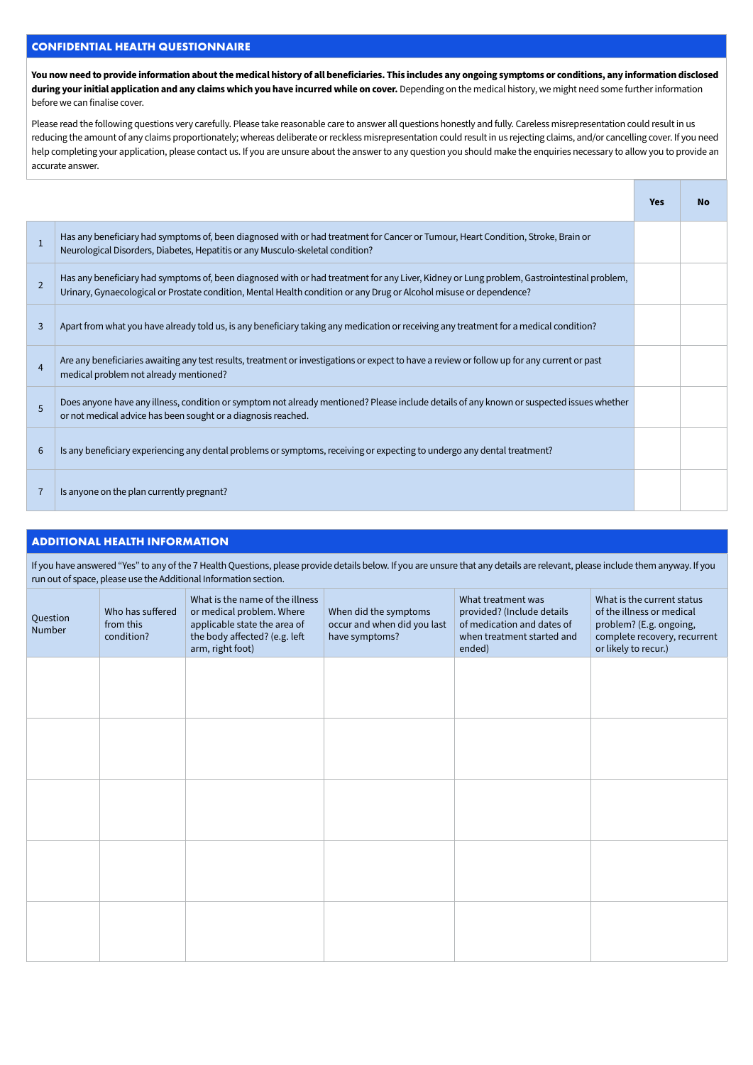## CONFIDENTIAL HEALTH QUESTIONNAIRE

**You now need to provide information about the medical history of all beneficiaries. This includes any ongoing symptoms or conditions, any information disclosed during your initial application and any claims which you have incurred while on cover.** Depending on the medical history, we might need some further information before we can finalise cover.

Please read the following questions very carefully. Please take reasonable care to answer all questions honestly and fully. Careless misrepresentation could result in us reducing the amount of any claims proportionately; whereas deliberate or reckless misrepresentation could result in us rejecting claims, and/or cancelling cover. If you need help completing your application, please contact us. If you are unsure about the answer to any question you should make the enquiries necessary to allow you to provide an accurate answer.

| | | **Yes** | **No** |
|---|---|---|---|
| 1 | Has any beneficiary had symptoms of, been diagnosed with or had treatment for Cancer or Tumour, Heart Condition, Stroke, Brain or Neurological Disorders, Diabetes, Hepatitis or any Musculo-skeletal condition? | | |
| 2 | Has any beneficiary had symptoms of, been diagnosed with or had treatment for any Liver, Kidney or Lung problem, Gastrointestinal problem, Urinary, Gynaecological or Prostate condition, Mental Health condition or any Drug or Alcohol misuse or dependence? | | |
| 3 | Apart from what you have already told us, is any beneficiary taking any medication or receiving any treatment for a medical condition? | | |
| 4 | Are any beneficiaries awaiting any test results, treatment or investigations or expect to have a review or follow up for any current or past medical problem not already mentioned? | | |
| 5 | Does anyone have any illness, condition or symptom not already mentioned? Please include details of any known or suspected issues whether or not medical advice has been sought or a diagnosis reached. | | |
| 6 | Is any beneficiary experiencing any dental problems or symptoms, receiving or expecting to undergo any dental treatment? | | |
| 7 | Is anyone on the plan currently pregnant? | | |

## ADDITIONAL HEALTH INFORMATION

If you have answered "Yes" to any of the 7 Health Questions, please provide details below. If you are unsure that any details are relevant, please include them anyway. If you run out of space, please use the Additional Information section.

| Question Number | Who has suffered from this condition? | What is the name of the illness or medical problem. Where applicable state the area of the body affected? (e.g. left arm, right foot) | When did the symptoms occur and when did you last have symptoms? | What treatment was provided? (Include details of medication and dates of when treatment started and ended) | What is the current status of the illness or medical problem? (E.g. ongoing, complete recovery, recurrent or likely to recur.) |
|---|---|---|---|---|---|
| | | | | | |
| | | | | | |
| | | | | | |
| | | | | | |
| | | | | | |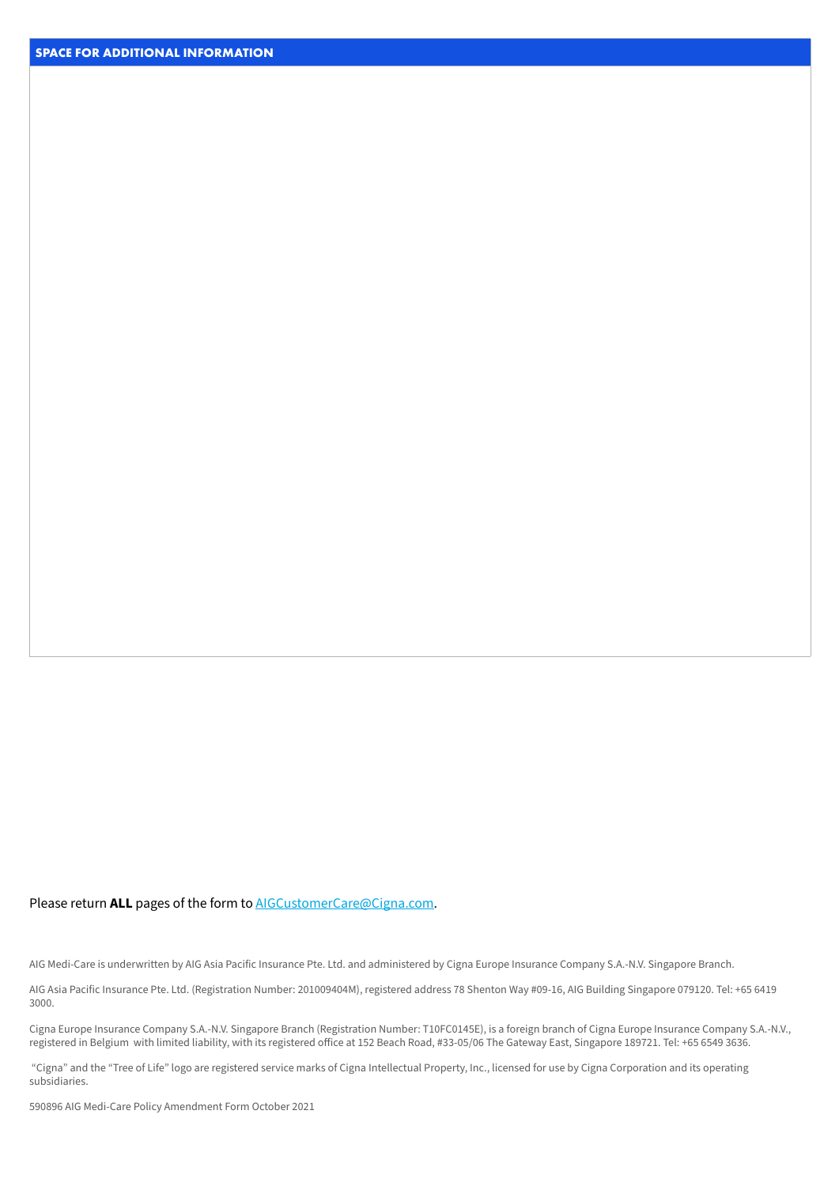## SPACE FOR ADDITIONAL INFORMATION

Please return **ALL** pages of the form to [AIGCustomerCare@Cigna.com](mailto:AIGCustomerCare@Cigna.com).

AIG Medi-Care is underwritten by AIG Asia Pacific Insurance Pte. Ltd. and administered by Cigna Europe Insurance Company S.A.-N.V. Singapore Branch.

AIG Asia Pacific Insurance Pte. Ltd. (Registration Number: 201009404M), registered address 78 Shenton Way #09-16, AIG Building Singapore 079120. Tel: +65 6419 3000.

Cigna Europe Insurance Company S.A.-N.V. Singapore Branch (Registration Number: T10FC0145E), is a foreign branch of Cigna Europe Insurance Company S.A.-N.V., registered in Belgium with limited liability, with its registered office at 152 Beach Road, #33-05/06 The Gateway East, Singapore 189721. Tel: +65 6549 3636.

"Cigna" and the "Tree of Life" logo are registered service marks of Cigna Intellectual Property, Inc., licensed for use by Cigna Corporation and its operating subsidiaries.

590896 AIG Medi-Care Policy Amendment Form October 2021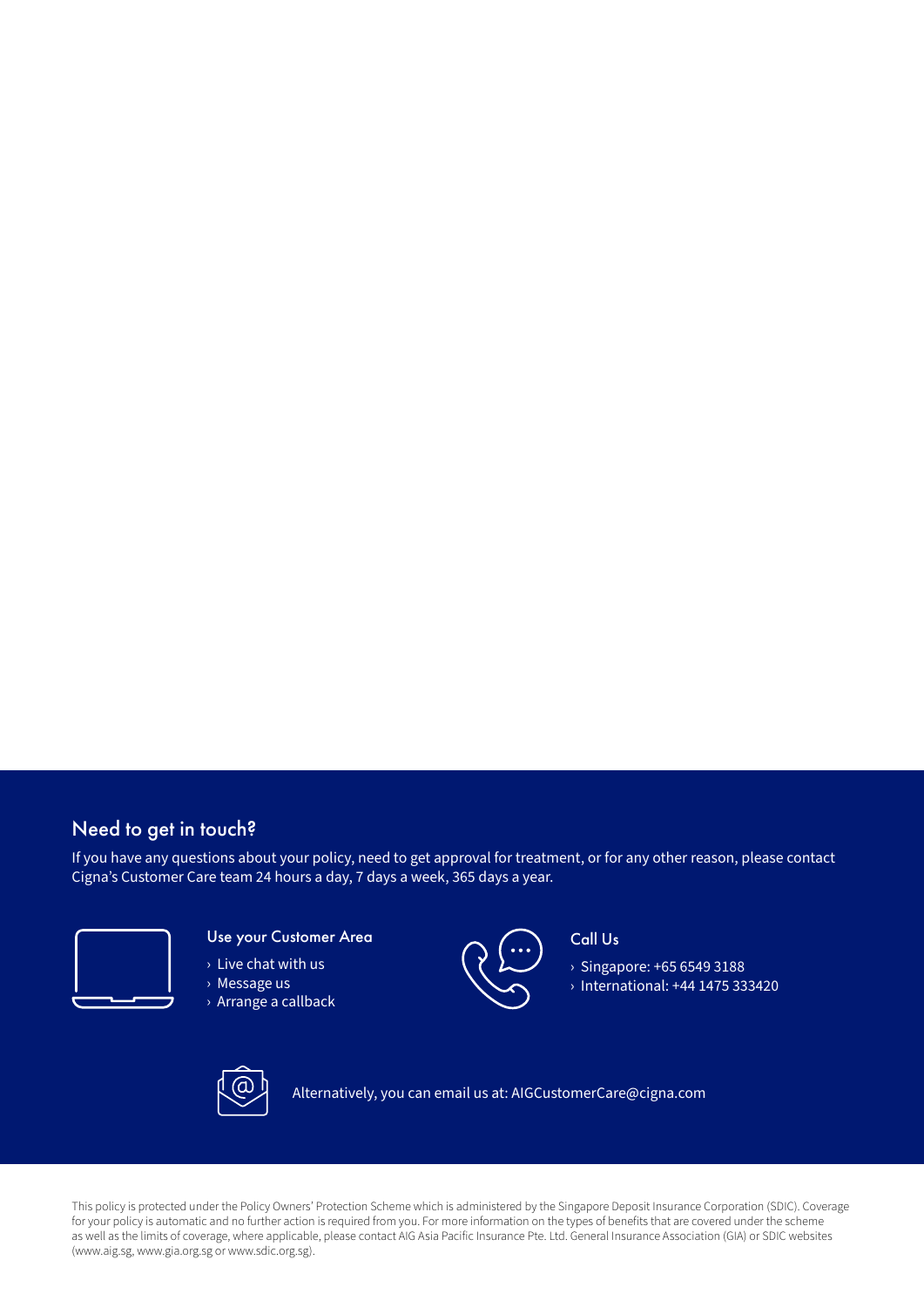## Need to get in touch?

If you have any questions about your policy, need to get approval for treatment, or for any other reason, please contact Cigna's Customer Care team 24 hours a day, 7 days a week, 365 days a year.

### Use your Customer Area

- Live chat with us
- Message us
- Arrange a callback

### Call Us

- Singapore: +65 6549 3188
- International: +44 1475 333420

Alternatively, you can email us at: AIGCustomerCare@cigna.com

This policy is protected under the Policy Owners' Protection Scheme which is administered by the Singapore Deposit Insurance Corporation (SDIC). Coverage for your policy is automatic and no further action is required from you. For more information on the types of benefits that are covered under the scheme as well as the limits of coverage, where applicable, please contact AIG Asia Pacific Insurance Pte. Ltd. General Insurance Association (GIA) or SDIC websites (www.aig.sg, www.gia.org.sg or www.sdic.org.sg).